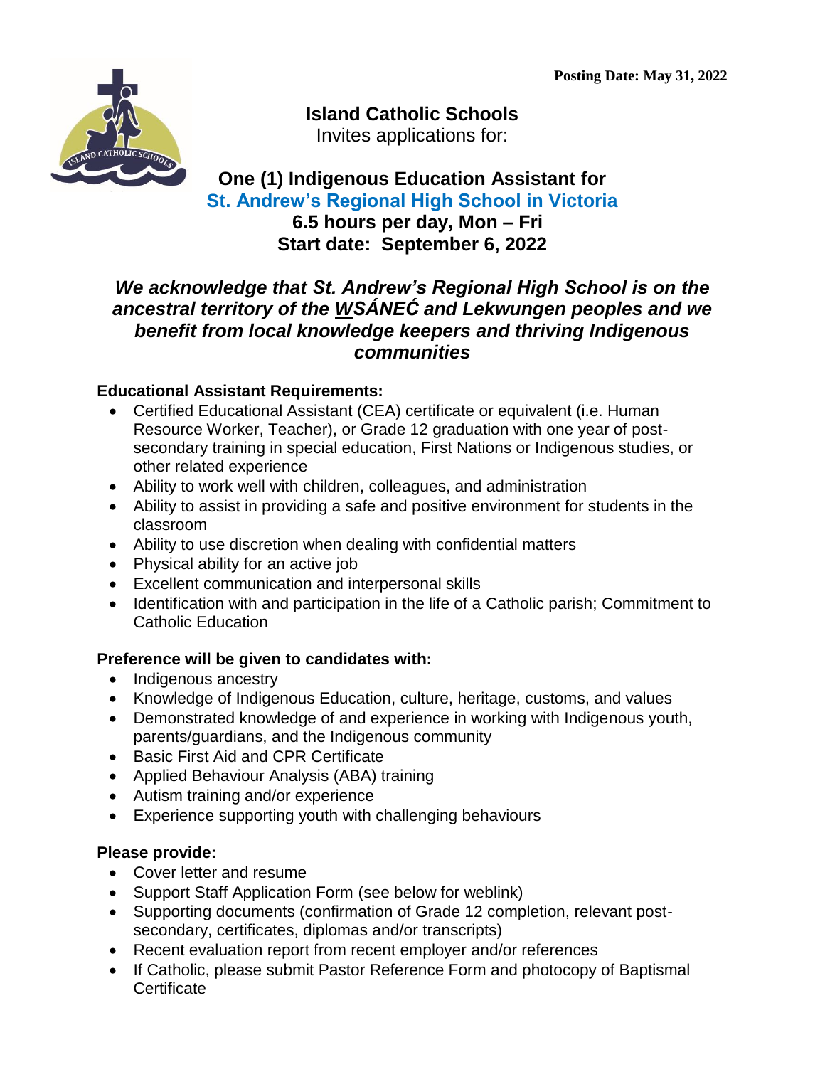**Posting Date: May 31, 2022**

# Island Catholic Schools

Invites applications for:

## One (1) Indigenous Education Assistant for St. Andrew's Regional High School in Victoria

**6.5 hours per day, Mon – Fri**

**Start date: September 6, 2022**

***We acknowledge that St. Andrew's Regional High School is on the ancestral territory of the WSÁNEĆ and Lekwungen peoples and we benefit from local knowledge keepers and thriving Indigenous communities***

**Educational Assistant Requirements:**

- Certified Educational Assistant (CEA) certificate or equivalent (i.e. Human Resource Worker, Teacher), or Grade 12 graduation with one year of post-secondary training in special education, First Nations or Indigenous studies, or other related experience
- Ability to work well with children, colleagues, and administration
- Ability to assist in providing a safe and positive environment for students in the classroom
- Ability to use discretion when dealing with confidential matters
- Physical ability for an active job
- Excellent communication and interpersonal skills
- Identification with and participation in the life of a Catholic parish; Commitment to Catholic Education

**Preference will be given to candidates with:**

- Indigenous ancestry
- Knowledge of Indigenous Education, culture, heritage, customs, and values
- Demonstrated knowledge of and experience in working with Indigenous youth, parents/guardians, and the Indigenous community
- Basic First Aid and CPR Certificate
- Applied Behaviour Analysis (ABA) training
- Autism training and/or experience
- Experience supporting youth with challenging behaviours

**Please provide:**

- Cover letter and resume
- Support Staff Application Form (see below for weblink)
- Supporting documents (confirmation of Grade 12 completion, relevant post-secondary, certificates, diplomas and/or transcripts)
- Recent evaluation report from recent employer and/or references
- If Catholic, please submit Pastor Reference Form and photocopy of Baptismal Certificate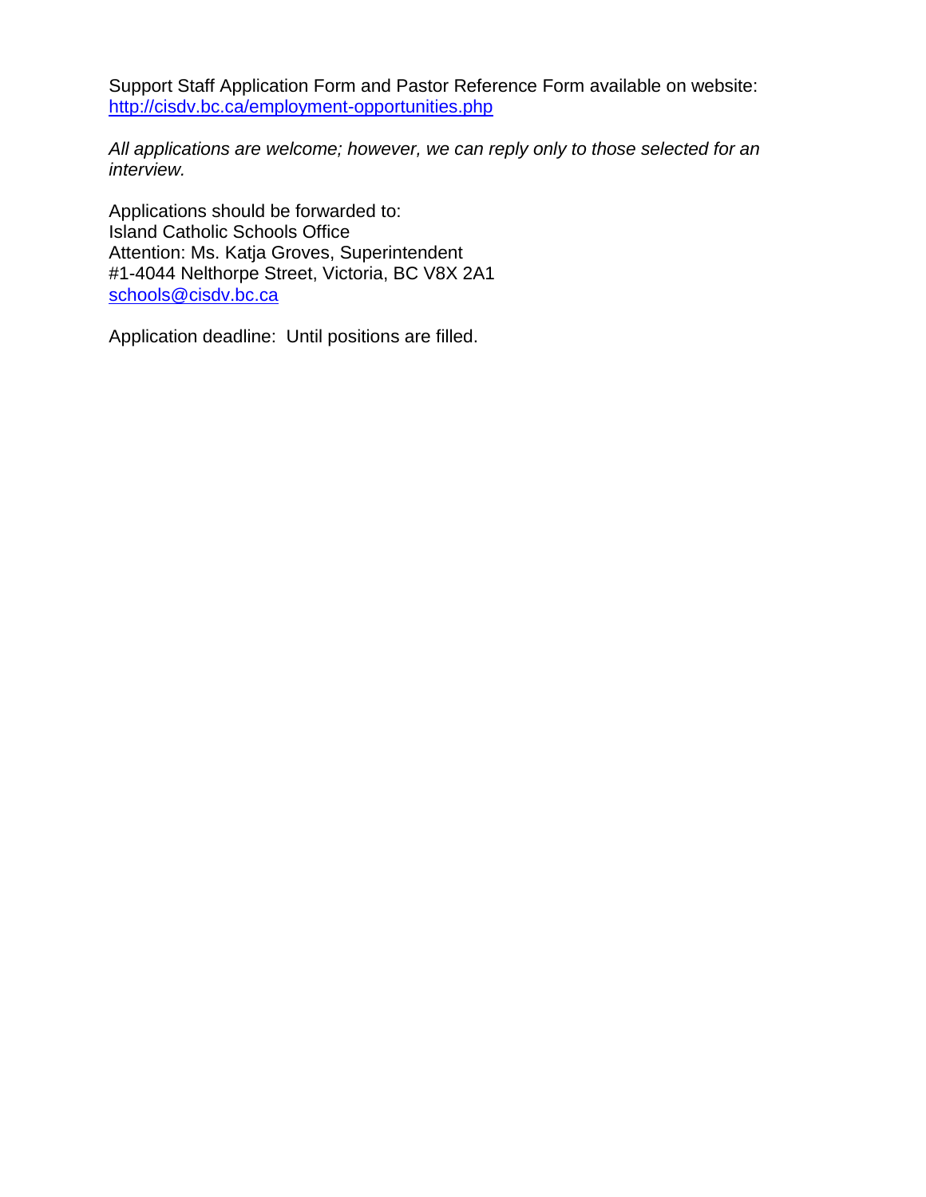Support Staff Application Form and Pastor Reference Form available on website: http://cisdv.bc.ca/employment-opportunities.php

*All applications are welcome; however, we can reply only to those selected for an interview.*

Applications should be forwarded to:
Island Catholic Schools Office
Attention: Ms. Katja Groves, Superintendent
#1-4044 Nelthorpe Street, Victoria, BC V8X 2A1
schools@cisdv.bc.ca

Application deadline: Until positions are filled.